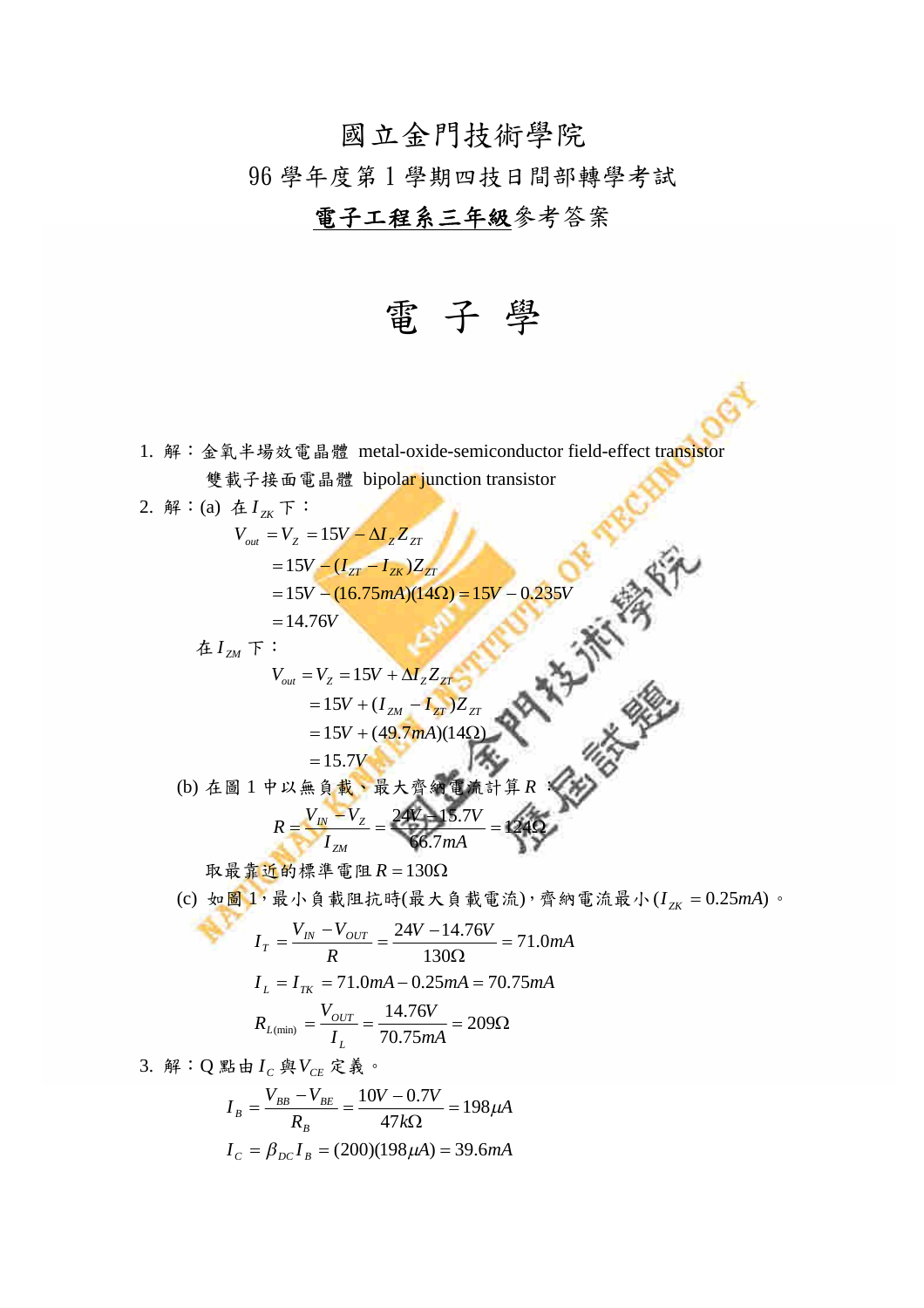# 國立金門技術學院

## 96 學年度第 1 學期四技日間部轉學考試

## **電子工程系三年級**參考答案

# 電 子 學

1. 解：金氧半場效電晶體 metal-oxide-semiconductor field-effect transistor

   雙載子接面電晶體 bipolar junction transistor

2. 解：(a) 在 $I_{ZK}$ 下：

$$
\begin{aligned}
V_{out} = V_Z &= 15V - \Delta I_Z Z_{ZT} \\
&= 15V - (I_{ZT} - I_{ZK})Z_{ZT} \\
&= 15V - (16.75mA)(14\Omega) = 15V - 0.235V \\
&= 14.76V
\end{aligned}
$$

在 $I_{ZM}$ 下：

$$
\begin{aligned}
V_{out} = V_Z &= 15V + \Delta I_Z Z_{ZT} \\
&= 15V + (I_{ZM} - I_{ZT})Z_{ZT} \\
&= 15V + (49.7mA)(14\Omega) \\
&= 15.7V
\end{aligned}
$$

(b) 在圖 1 中以無負載、最大齊納電流計算 $R$：

$$
R = \frac{V_{IN} - V_Z}{I_{ZM}} = \frac{24V - 15.7V}{66.7mA} = 124\Omega
$$

取最靠近的標準電阻 $R = 130\Omega$

(c) 如圖 1，最小負載阻抗時(最大負載電流)，齊納電流最小($I_{ZK} = 0.25mA$)。

$$
I_T = \frac{V_{IN} - V_{OUT}}{R} = \frac{24V - 14.76V}{130\Omega} = 71.0mA
$$

$$
I_L = I_{TK} = 71.0mA - 0.25mA = 70.75mA
$$

$$
R_{L(\min)} = \frac{V_{OUT}}{I_L} = \frac{14.76V}{70.75mA} = 209\Omega
$$

3. 解：Q 點由 $I_C$ 與 $V_{CE}$ 定義。

$$
I_B = \frac{V_{BB} - V_{BE}}{R_B} = \frac{10V - 0.7V}{47k\Omega} = 198\mu A
$$

$$
I_C = \beta_{DC} I_B = (200)(198\mu A) = 39.6mA
$$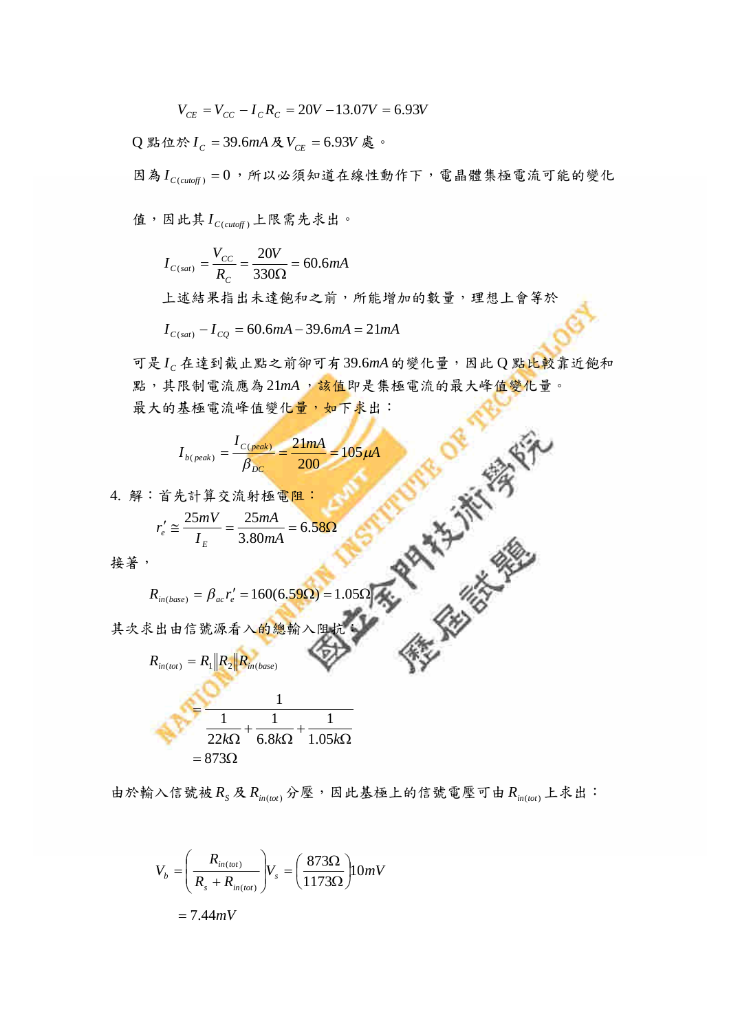$$V_{CE} = V_{CC} - I_C R_C = 20V - 13.07V = 6.93V$$

Q 點位於 $I_C = 39.6mA$ 及 $V_{CE} = 6.93V$ 處。

因為 $I_{C(cutoff)} = 0$，所以必須知道在線性動作下，電晶體集極電流可能的變化值，因此其 $I_{C(cutoff)}$ 上限需先求出。

$$I_{C(sat)} = \frac{V_{CC}}{R_C} = \frac{20V}{330\Omega} = 60.6mA$$

上述結果指出未達飽和之前，所能增加的數量，理想上會等於

$$I_{C(sat)} - I_{CQ} = 60.6mA - 39.6mA = 21mA$$

可是 $I_C$ 在達到截止點之前卻可有 $39.6mA$ 的變化量，因此 Q 點比較靠近飽和點，其限制電流應為 $21mA$，該值即是集極電流的最大峰值變化量。
最大的基極電流峰值變化量，如下求出：

$$I_{b(peak)} = \frac{I_{C(peak)}}{\beta_{DC}} = \frac{21mA}{200} = 105\mu A$$

4. 解：首先計算交流射極電阻：

$$r_e' \cong \frac{25mV}{I_E} = \frac{25mA}{3.80mA} = 6.58\Omega$$

接著，

$$R_{in(base)} = \beta_{ac} r_e' = 160(6.59\Omega) = 1.05\Omega$$

其次求出由信號源看入的總輸入阻抗：

$$R_{in(tot)} = R_1 \| R_2 \| R_{in(base)}$$

$$= \frac{1}{\dfrac{1}{22k\Omega} + \dfrac{1}{6.8k\Omega} + \dfrac{1}{1.05k\Omega}}$$

$$= 873\Omega$$

由於輸入信號被 $R_S$ 及 $R_{in(tot)}$ 分壓，因此基極上的信號電壓可由 $R_{in(tot)}$ 上求出：

$$V_b = \left(\frac{R_{in(tot)}}{R_s + R_{in(tot)}}\right) V_s = \left(\frac{873\Omega}{1173\Omega}\right) 10mV$$

$$= 7.44mV$$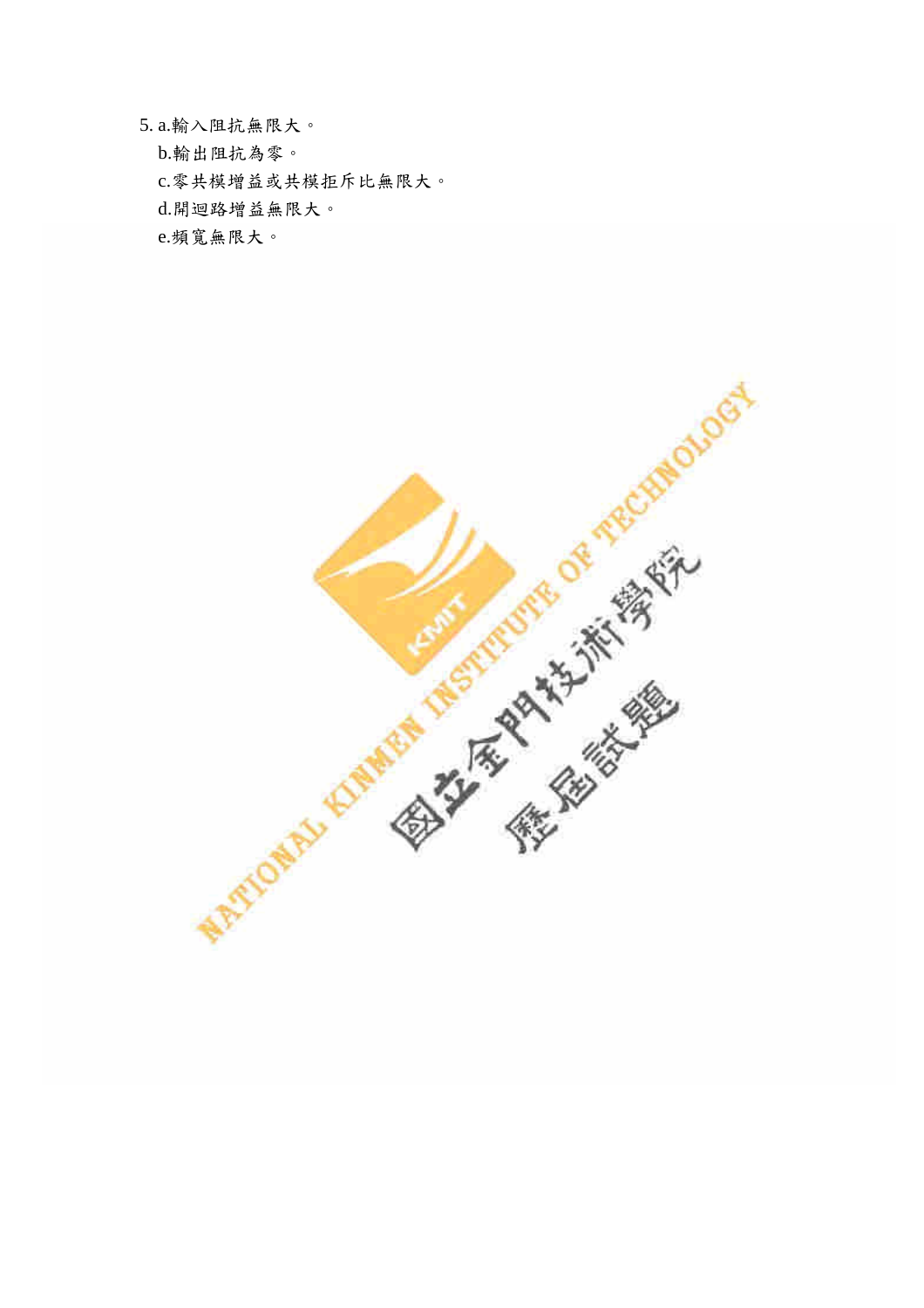5. a.輸入阻抗無限大。

   b.輸出阻抗為零。

   c.零共模增益或共模拒斥比無限大。

   d.開迴路增益無限大。

   e.頻寬無限大。